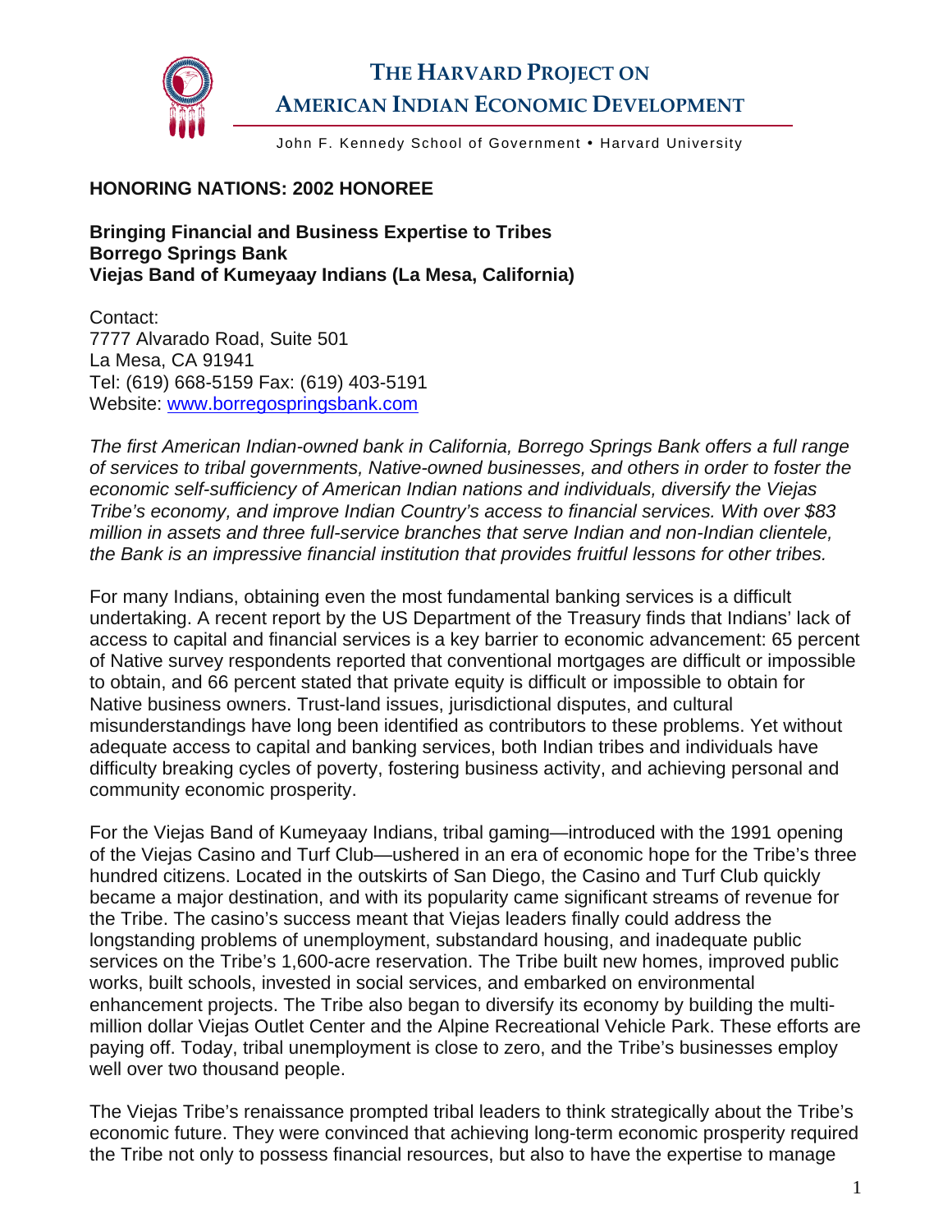# THE HARVARD PROJECT ON AMERICAN INDIAN ECONOMIC DEVELOPMENT

John F. Kennedy School of Government • Harvard University

**HONORING NATIONS: 2002 HONOREE**

**Bringing Financial and Business Expertise to Tribes**
**Borrego Springs Bank**
**Viejas Band of Kumeyaay Indians (La Mesa, California)**

Contact:
7777 Alvarado Road, Suite 501
La Mesa, CA 91941
Tel: (619) 668-5159 Fax: (619) 403-5191
Website: www.borregospringsbank.com

*The first American Indian-owned bank in California, Borrego Springs Bank offers a full range of services to tribal governments, Native-owned businesses, and others in order to foster the economic self-sufficiency of American Indian nations and individuals, diversify the Viejas Tribe's economy, and improve Indian Country's access to financial services. With over $83 million in assets and three full-service branches that serve Indian and non-Indian clientele, the Bank is an impressive financial institution that provides fruitful lessons for other tribes.*

For many Indians, obtaining even the most fundamental banking services is a difficult undertaking. A recent report by the US Department of the Treasury finds that Indians' lack of access to capital and financial services is a key barrier to economic advancement: 65 percent of Native survey respondents reported that conventional mortgages are difficult or impossible to obtain, and 66 percent stated that private equity is difficult or impossible to obtain for Native business owners. Trust-land issues, jurisdictional disputes, and cultural misunderstandings have long been identified as contributors to these problems. Yet without adequate access to capital and banking services, both Indian tribes and individuals have difficulty breaking cycles of poverty, fostering business activity, and achieving personal and community economic prosperity.

For the Viejas Band of Kumeyaay Indians, tribal gaming—introduced with the 1991 opening of the Viejas Casino and Turf Club—ushered in an era of economic hope for the Tribe's three hundred citizens. Located in the outskirts of San Diego, the Casino and Turf Club quickly became a major destination, and with its popularity came significant streams of revenue for the Tribe. The casino's success meant that Viejas leaders finally could address the longstanding problems of unemployment, substandard housing, and inadequate public services on the Tribe's 1,600-acre reservation. The Tribe built new homes, improved public works, built schools, invested in social services, and embarked on environmental enhancement projects. The Tribe also began to diversify its economy by building the multi-million dollar Viejas Outlet Center and the Alpine Recreational Vehicle Park. These efforts are paying off. Today, tribal unemployment is close to zero, and the Tribe's businesses employ well over two thousand people.

The Viejas Tribe's renaissance prompted tribal leaders to think strategically about the Tribe's economic future. They were convinced that achieving long-term economic prosperity required the Tribe not only to possess financial resources, but also to have the expertise to manage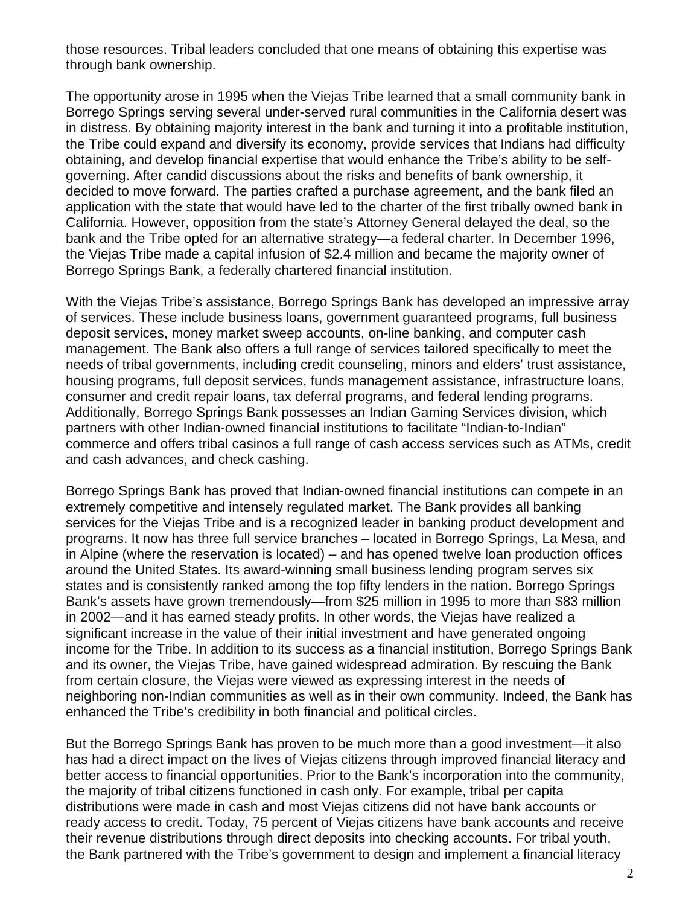those resources. Tribal leaders concluded that one means of obtaining this expertise was through bank ownership.

The opportunity arose in 1995 when the Viejas Tribe learned that a small community bank in Borrego Springs serving several under-served rural communities in the California desert was in distress. By obtaining majority interest in the bank and turning it into a profitable institution, the Tribe could expand and diversify its economy, provide services that Indians had difficulty obtaining, and develop financial expertise that would enhance the Tribe's ability to be self-governing. After candid discussions about the risks and benefits of bank ownership, it decided to move forward. The parties crafted a purchase agreement, and the bank filed an application with the state that would have led to the charter of the first tribally owned bank in California. However, opposition from the state's Attorney General delayed the deal, so the bank and the Tribe opted for an alternative strategy—a federal charter. In December 1996, the Viejas Tribe made a capital infusion of $2.4 million and became the majority owner of Borrego Springs Bank, a federally chartered financial institution.

With the Viejas Tribe's assistance, Borrego Springs Bank has developed an impressive array of services. These include business loans, government guaranteed programs, full business deposit services, money market sweep accounts, on-line banking, and computer cash management. The Bank also offers a full range of services tailored specifically to meet the needs of tribal governments, including credit counseling, minors and elders' trust assistance, housing programs, full deposit services, funds management assistance, infrastructure loans, consumer and credit repair loans, tax deferral programs, and federal lending programs. Additionally, Borrego Springs Bank possesses an Indian Gaming Services division, which partners with other Indian-owned financial institutions to facilitate "Indian-to-Indian" commerce and offers tribal casinos a full range of cash access services such as ATMs, credit and cash advances, and check cashing.

Borrego Springs Bank has proved that Indian-owned financial institutions can compete in an extremely competitive and intensely regulated market. The Bank provides all banking services for the Viejas Tribe and is a recognized leader in banking product development and programs. It now has three full service branches – located in Borrego Springs, La Mesa, and in Alpine (where the reservation is located) – and has opened twelve loan production offices around the United States. Its award-winning small business lending program serves six states and is consistently ranked among the top fifty lenders in the nation. Borrego Springs Bank's assets have grown tremendously—from $25 million in 1995 to more than $83 million in 2002—and it has earned steady profits. In other words, the Viejas have realized a significant increase in the value of their initial investment and have generated ongoing income for the Tribe. In addition to its success as a financial institution, Borrego Springs Bank and its owner, the Viejas Tribe, have gained widespread admiration. By rescuing the Bank from certain closure, the Viejas were viewed as expressing interest in the needs of neighboring non-Indian communities as well as in their own community. Indeed, the Bank has enhanced the Tribe's credibility in both financial and political circles.

But the Borrego Springs Bank has proven to be much more than a good investment—it also has had a direct impact on the lives of Viejas citizens through improved financial literacy and better access to financial opportunities. Prior to the Bank's incorporation into the community, the majority of tribal citizens functioned in cash only. For example, tribal per capita distributions were made in cash and most Viejas citizens did not have bank accounts or ready access to credit. Today, 75 percent of Viejas citizens have bank accounts and receive their revenue distributions through direct deposits into checking accounts. For tribal youth, the Bank partnered with the Tribe's government to design and implement a financial literacy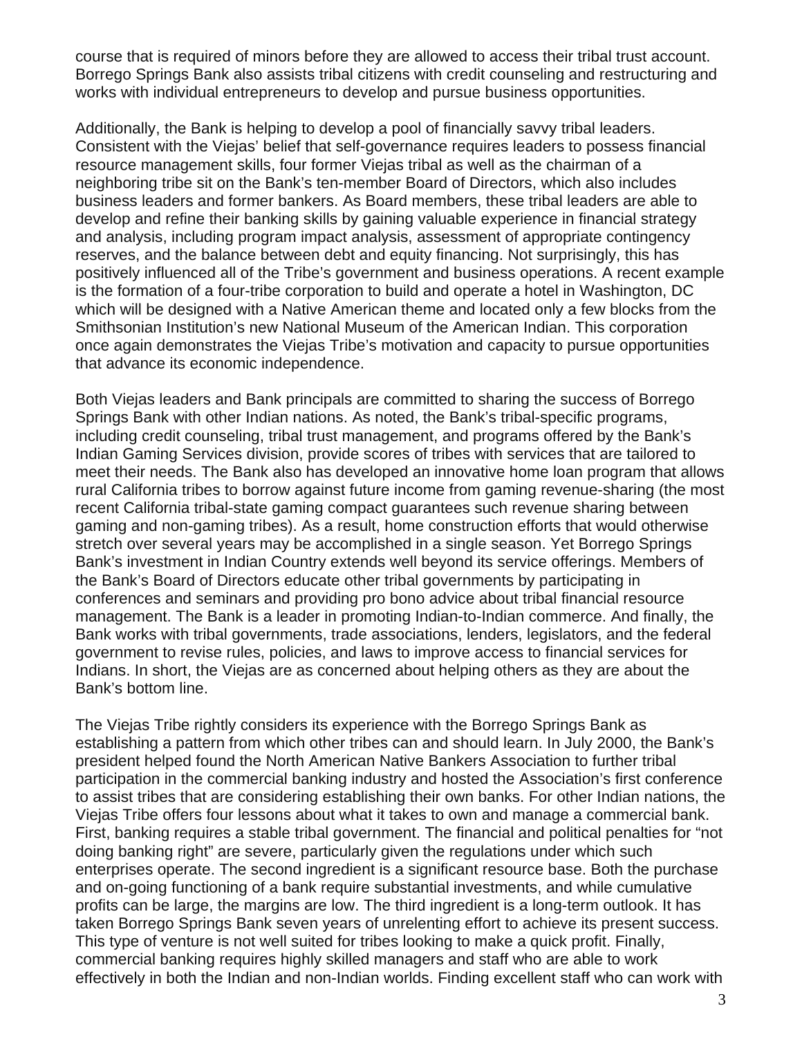course that is required of minors before they are allowed to access their tribal trust account. Borrego Springs Bank also assists tribal citizens with credit counseling and restructuring and works with individual entrepreneurs to develop and pursue business opportunities.

Additionally, the Bank is helping to develop a pool of financially savvy tribal leaders. Consistent with the Viejas' belief that self-governance requires leaders to possess financial resource management skills, four former Viejas tribal as well as the chairman of a neighboring tribe sit on the Bank's ten-member Board of Directors, which also includes business leaders and former bankers. As Board members, these tribal leaders are able to develop and refine their banking skills by gaining valuable experience in financial strategy and analysis, including program impact analysis, assessment of appropriate contingency reserves, and the balance between debt and equity financing. Not surprisingly, this has positively influenced all of the Tribe's government and business operations. A recent example is the formation of a four-tribe corporation to build and operate a hotel in Washington, DC which will be designed with a Native American theme and located only a few blocks from the Smithsonian Institution's new National Museum of the American Indian. This corporation once again demonstrates the Viejas Tribe's motivation and capacity to pursue opportunities that advance its economic independence.

Both Viejas leaders and Bank principals are committed to sharing the success of Borrego Springs Bank with other Indian nations. As noted, the Bank's tribal-specific programs, including credit counseling, tribal trust management, and programs offered by the Bank's Indian Gaming Services division, provide scores of tribes with services that are tailored to meet their needs. The Bank also has developed an innovative home loan program that allows rural California tribes to borrow against future income from gaming revenue-sharing (the most recent California tribal-state gaming compact guarantees such revenue sharing between gaming and non-gaming tribes). As a result, home construction efforts that would otherwise stretch over several years may be accomplished in a single season. Yet Borrego Springs Bank's investment in Indian Country extends well beyond its service offerings. Members of the Bank's Board of Directors educate other tribal governments by participating in conferences and seminars and providing pro bono advice about tribal financial resource management. The Bank is a leader in promoting Indian-to-Indian commerce. And finally, the Bank works with tribal governments, trade associations, lenders, legislators, and the federal government to revise rules, policies, and laws to improve access to financial services for Indians. In short, the Viejas are as concerned about helping others as they are about the Bank's bottom line.

The Viejas Tribe rightly considers its experience with the Borrego Springs Bank as establishing a pattern from which other tribes can and should learn. In July 2000, the Bank's president helped found the North American Native Bankers Association to further tribal participation in the commercial banking industry and hosted the Association's first conference to assist tribes that are considering establishing their own banks. For other Indian nations, the Viejas Tribe offers four lessons about what it takes to own and manage a commercial bank. First, banking requires a stable tribal government. The financial and political penalties for "not doing banking right" are severe, particularly given the regulations under which such enterprises operate. The second ingredient is a significant resource base. Both the purchase and on-going functioning of a bank require substantial investments, and while cumulative profits can be large, the margins are low. The third ingredient is a long-term outlook. It has taken Borrego Springs Bank seven years of unrelenting effort to achieve its present success. This type of venture is not well suited for tribes looking to make a quick profit. Finally, commercial banking requires highly skilled managers and staff who are able to work effectively in both the Indian and non-Indian worlds. Finding excellent staff who can work with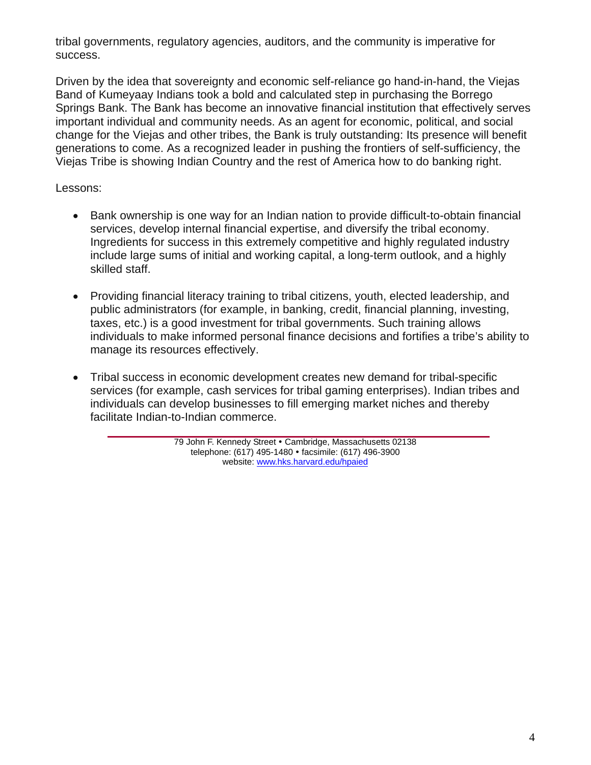tribal governments, regulatory agencies, auditors, and the community is imperative for success.

Driven by the idea that sovereignty and economic self-reliance go hand-in-hand, the Viejas Band of Kumeyaay Indians took a bold and calculated step in purchasing the Borrego Springs Bank. The Bank has become an innovative financial institution that effectively serves important individual and community needs. As an agent for economic, political, and social change for the Viejas and other tribes, the Bank is truly outstanding: Its presence will benefit generations to come. As a recognized leader in pushing the frontiers of self-sufficiency, the Viejas Tribe is showing Indian Country and the rest of America how to do banking right.

Lessons:

- Bank ownership is one way for an Indian nation to provide difficult-to-obtain financial services, develop internal financial expertise, and diversify the tribal economy. Ingredients for success in this extremely competitive and highly regulated industry include large sums of initial and working capital, a long-term outlook, and a highly skilled staff.

- Providing financial literacy training to tribal citizens, youth, elected leadership, and public administrators (for example, in banking, credit, financial planning, investing, taxes, etc.) is a good investment for tribal governments. Such training allows individuals to make informed personal finance decisions and fortifies a tribe's ability to manage its resources effectively.

- Tribal success in economic development creates new demand for tribal-specific services (for example, cash services for tribal gaming enterprises). Indian tribes and individuals can develop businesses to fill emerging market niches and thereby facilitate Indian-to-Indian commerce.

79 John F. Kennedy Street • Cambridge, Massachusetts 02138
telephone: (617) 495-1480 • facsimile: (617) 496-3900
website: www.hks.harvard.edu/hpaied